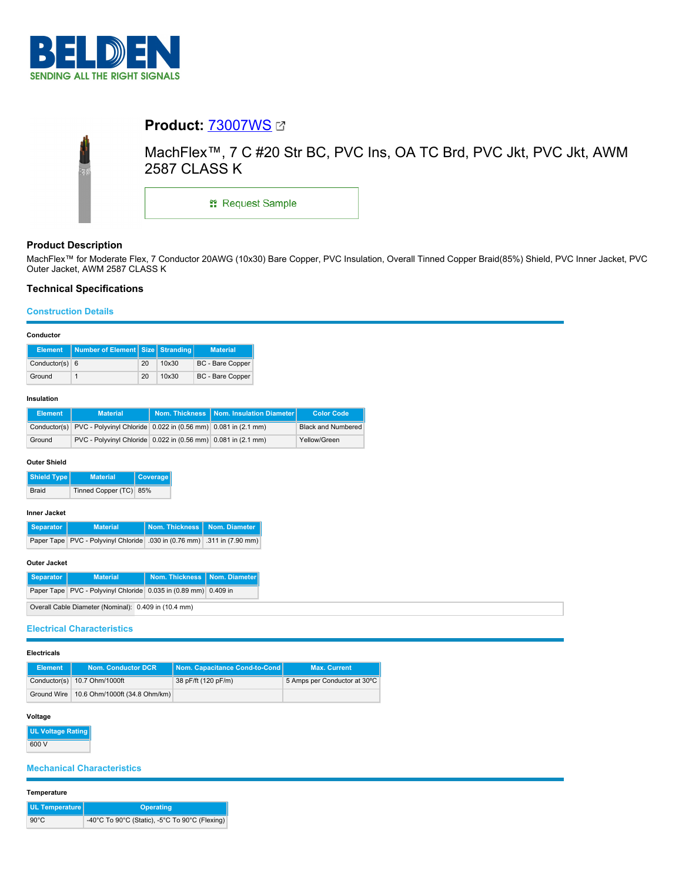## Product: 73007WS

MachFlex™, 7 C #20 Str BC, PVC Ins, OA TC Brd, PVC Jkt, PVC Jkt, AWM 2587 CLASS K

Request Sample

## Product Description

MachFlex™ for Moderate Flex, 7 Conductor 20AWG (10x30) Bare Copper, PVC Insulation, Overall Tinned Copper Braid(85%) Shield, PVC Inner Jacket, PVC Outer Jacket, AWM 2587 CLASS K

## Technical Specifications

### Construction Details

**Conductor**

| Element | Number of Element | Size | Stranding | Material |
|---|---|---|---|---|
| Conductor(s) | 6 | 20 | 10x30 | BC - Bare Copper |
| Ground | 1 | 20 | 10x30 | BC - Bare Copper |

**Insulation**

| Element | Material | Nom. Thickness | Nom. Insulation Diameter | Color Code |
|---|---|---|---|---|
| Conductor(s) | PVC - Polyvinyl Chloride | 0.022 in (0.56 mm) | 0.081 in (2.1 mm) | Black and Numbered |
| Ground | PVC - Polyvinyl Chloride | 0.022 in (0.56 mm) | 0.081 in (2.1 mm) | Yellow/Green |

**Outer Shield**

| Shield Type | Material | Coverage |
|---|---|---|
| Braid | Tinned Copper (TC) | 85% |

**Inner Jacket**

| Separator | Material | Nom. Thickness | Nom. Diameter |
|---|---|---|---|
| Paper Tape | PVC - Polyvinyl Chloride | .030 in (0.76 mm) | .311 in (7.90 mm) |

**Outer Jacket**

| Separator | Material | Nom. Thickness | Nom. Diameter |
|---|---|---|---|
| Paper Tape | PVC - Polyvinyl Chloride | 0.035 in (0.89 mm) | 0.409 in |

Overall Cable Diameter (Nominal): 0.409 in (10.4 mm)

### Electrical Characteristics

**Electricals**

| Element | Nom. Conductor DCR | Nom. Capacitance Cond-to-Cond | Max. Current |
|---|---|---|---|
| Conductor(s) | 10.7 Ohm/1000ft | 38 pF/ft (120 pF/m) | 5 Amps per Conductor at 30ºC |
| Ground Wire | 10.6 Ohm/1000ft (34.8 Ohm/km) | | |

**Voltage**

| UL Voltage Rating |
|---|
| 600 V |

### Mechanical Characteristics

**Temperature**

| UL Temperature | Operating |
|---|---|
| 90°C | -40°C To 90°C (Static), -5°C To 90°C (Flexing) |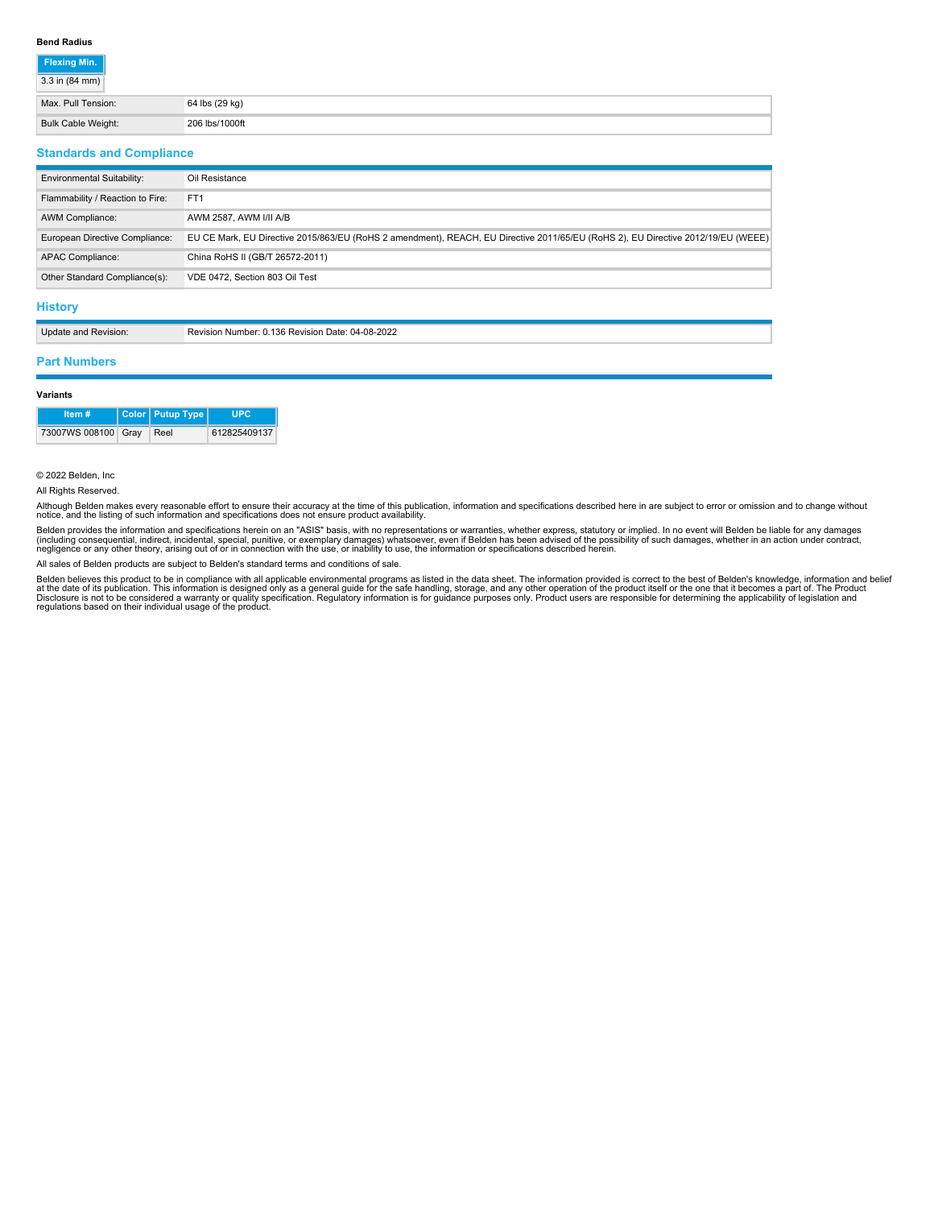**Bend Radius**

| Flexing Min. |
| --- |
| 3.3 in (84 mm) |

| | |
| --- | --- |
| Max. Pull Tension: | 64 lbs (29 kg) |
| Bulk Cable Weight: | 206 lbs/1000ft |

## Standards and Compliance

| | |
| --- | --- |
| Environmental Suitability: | Oil Resistance |
| Flammability / Reaction to Fire: | FT1 |
| AWM Compliance: | AWM 2587, AWM I/II A/B |
| European Directive Compliance: | EU CE Mark, EU Directive 2015/863/EU (RoHS 2 amendment), REACH, EU Directive 2011/65/EU (RoHS 2), EU Directive 2012/19/EU (WEEE) |
| APAC Compliance: | China RoHS II (GB/T 26572-2011) |
| Other Standard Compliance(s): | VDE 0472, Section 803 Oil Test |

## History

| | |
| --- | --- |
| Update and Revision: | Revision Number: 0.136 Revision Date: 04-08-2022 |

## Part Numbers

**Variants**

| Item # | Color | Putup Type | UPC |
| --- | --- | --- | --- |
| 73007WS 008100 | Gray | Reel | 612825409137 |

© 2022 Belden, Inc

All Rights Reserved.

Although Belden makes every reasonable effort to ensure their accuracy at the time of this publication, information and specifications described here in are subject to error or omission and to change without notice, and the listing of such information and specifications does not ensure product availability.

Belden provides the information and specifications herein on an "ASIS" basis, with no representations or warranties, whether express, statutory or implied. In no event will Belden be liable for any damages (including consequential, indirect, incidental, special, punitive, or exemplary damages) whatsoever, even if Belden has been advised of the possibility of such damages, whether in an action under contract, negligence or any other theory, arising out of or in connection with the use, or inability to use, the information or specifications described herein.

All sales of Belden products are subject to Belden's standard terms and conditions of sale.

Belden believes this product to be in compliance with all applicable environmental programs as listed in the data sheet. The information provided is correct to the best of Belden's knowledge, information and belief at the date of its publication. This information is designed only as a general guide for the safe handling, storage, and any other operation of the product itself or the one that it becomes a part of. The Product Disclosure is not to be considered a warranty or quality specification. Regulatory information is for guidance purposes only. Product users are responsible for determining the applicability of legislation and regulations based on their individual usage of the product.